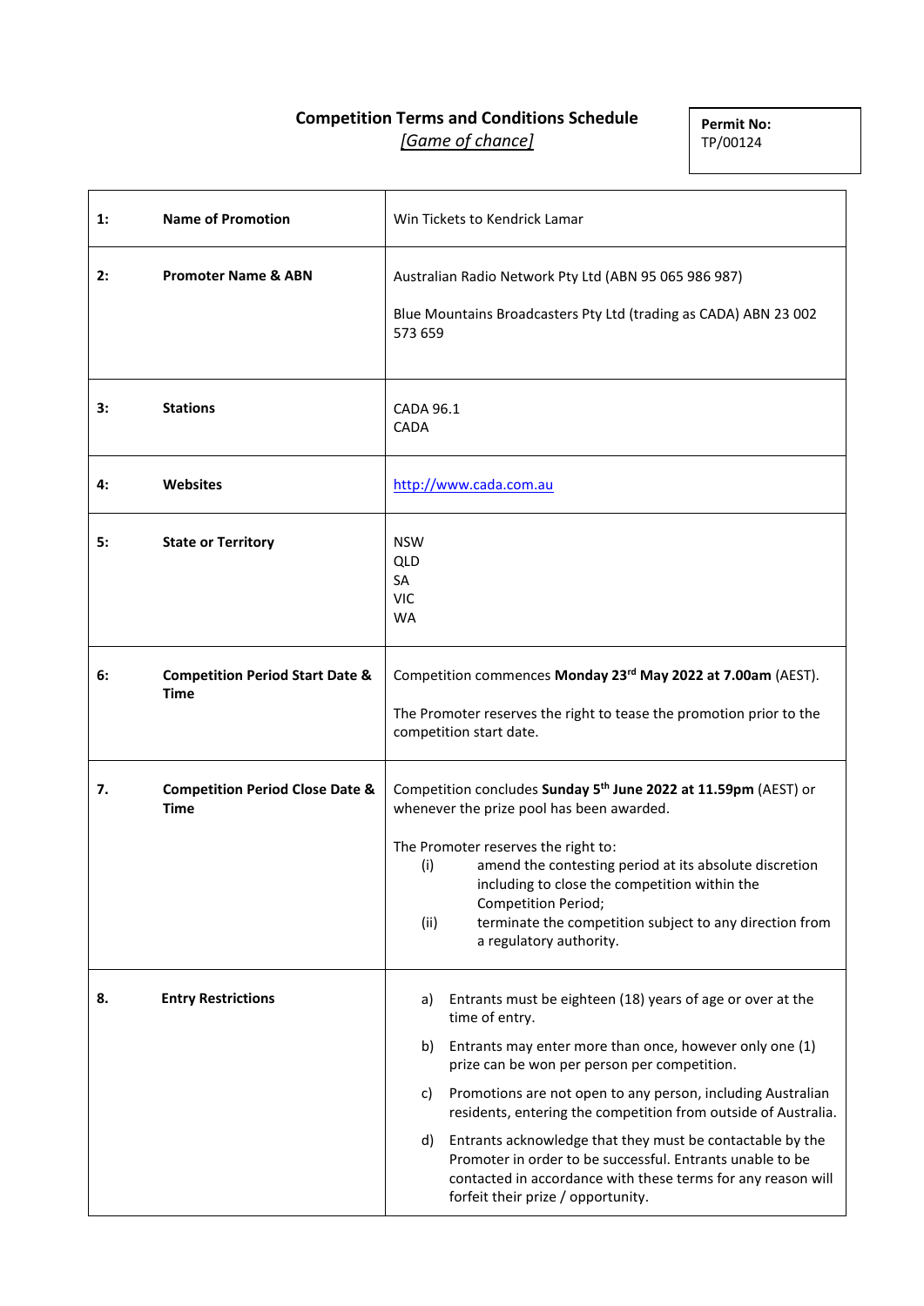# Competition Terms and Conditions Schedule

*[Game of chance]*

**Permit No:**
TP/00124

| | | |
|---|---|---|
| **1:** | **Name of Promotion** | Win Tickets to Kendrick Lamar |
| **2:** | **Promoter Name & ABN** | Australian Radio Network Pty Ltd (ABN 95 065 986 987)<br><br>Blue Mountains Broadcasters Pty Ltd (trading as CADA) ABN 23 002 573 659 |
| **3:** | **Stations** | CADA 96.1<br>CADA |
| **4:** | **Websites** | http://www.cada.com.au |
| **5:** | **State or Territory** | NSW<br>QLD<br>SA<br>VIC<br>WA |
| **6:** | **Competition Period Start Date & Time** | Competition commences **Monday 23rd May 2022 at 7.00am** (AEST).<br><br>The Promoter reserves the right to tease the promotion prior to the competition start date. |
| **7.** | **Competition Period Close Date & Time** | Competition concludes **Sunday 5th June 2022 at 11.59pm** (AEST) or whenever the prize pool has been awarded.<br><br>The Promoter reserves the right to:<br>(i) amend the contesting period at its absolute discretion including to close the competition within the Competition Period;<br>(ii) terminate the competition subject to any direction from a regulatory authority. |
| **8.** | **Entry Restrictions** | a) Entrants must be eighteen (18) years of age or over at the time of entry.<br><br>b) Entrants may enter more than once, however only one (1) prize can be won per person per competition.<br><br>c) Promotions are not open to any person, including Australian residents, entering the competition from outside of Australia.<br><br>d) Entrants acknowledge that they must be contactable by the Promoter in order to be successful. Entrants unable to be contacted in accordance with these terms for any reason will forfeit their prize / opportunity. |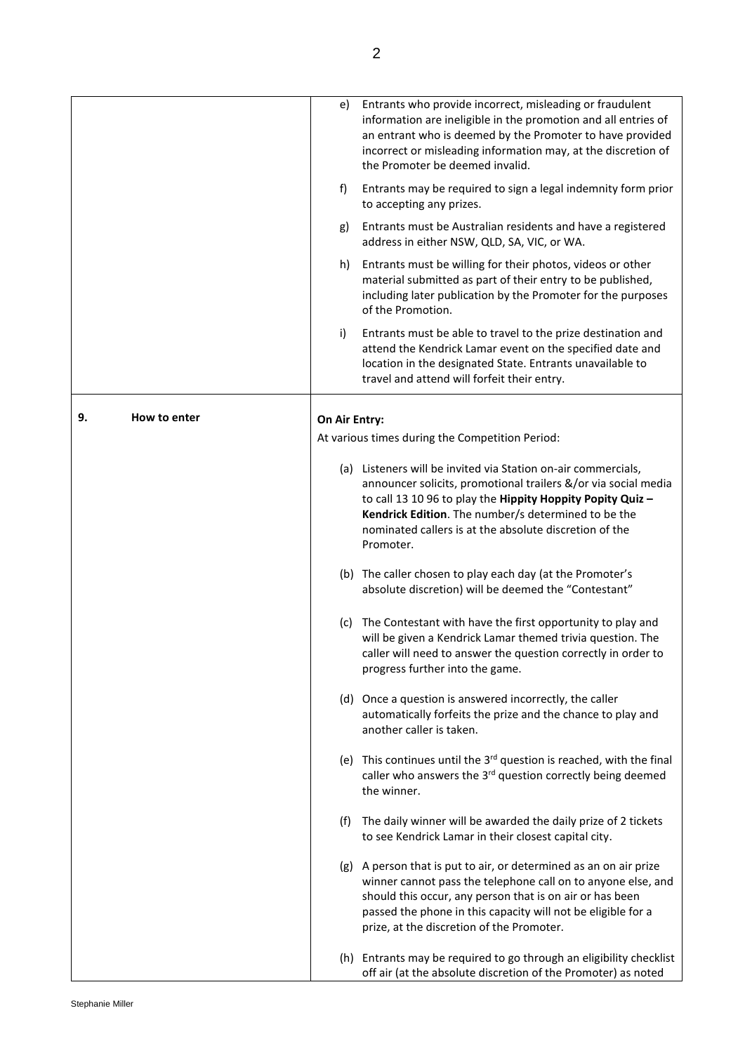| | |
|---|---|
| | e) Entrants who provide incorrect, misleading or fraudulent information are ineligible in the promotion and all entries of an entrant who is deemed by the Promoter to have provided incorrect or misleading information may, at the discretion of the Promoter be deemed invalid.<br><br>f) Entrants may be required to sign a legal indemnity form prior to accepting any prizes.<br><br>g) Entrants must be Australian residents and have a registered address in either NSW, QLD, SA, VIC, or WA.<br><br>h) Entrants must be willing for their photos, videos or other material submitted as part of their entry to be published, including later publication by the Promoter for the purposes of the Promotion.<br><br>i) Entrants must be able to travel to the prize destination and attend the Kendrick Lamar event on the specified date and location in the designated State. Entrants unavailable to travel and attend will forfeit their entry. |
| **9. How to enter** | **On Air Entry:**<br>At various times during the Competition Period:<br><br>(a) Listeners will be invited via Station on-air commercials, announcer solicits, promotional trailers &/or via social media to call 13 10 96 to play the **Hippity Hoppity Popity Quiz – Kendrick Edition**. The number/s determined to be the nominated callers is at the absolute discretion of the Promoter.<br><br>(b) The caller chosen to play each day (at the Promoter's absolute discretion) will be deemed the "Contestant"<br><br>(c) The Contestant with have the first opportunity to play and will be given a Kendrick Lamar themed trivia question. The caller will need to answer the question correctly in order to progress further into the game.<br><br>(d) Once a question is answered incorrectly, the caller automatically forfeits the prize and the chance to play and another caller is taken.<br><br>(e) This continues until the 3rd question is reached, with the final caller who answers the 3rd question correctly being deemed the winner.<br><br>(f) The daily winner will be awarded the daily prize of 2 tickets to see Kendrick Lamar in their closest capital city.<br><br>(g) A person that is put to air, or determined as an on air prize winner cannot pass the telephone call on to anyone else, and should this occur, any person that is on air or has been passed the phone in this capacity will not be eligible for a prize, at the discretion of the Promoter.<br><br>(h) Entrants may be required to go through an eligibility checklist off air (at the absolute discretion of the Promoter) as noted |

Stephanie Miller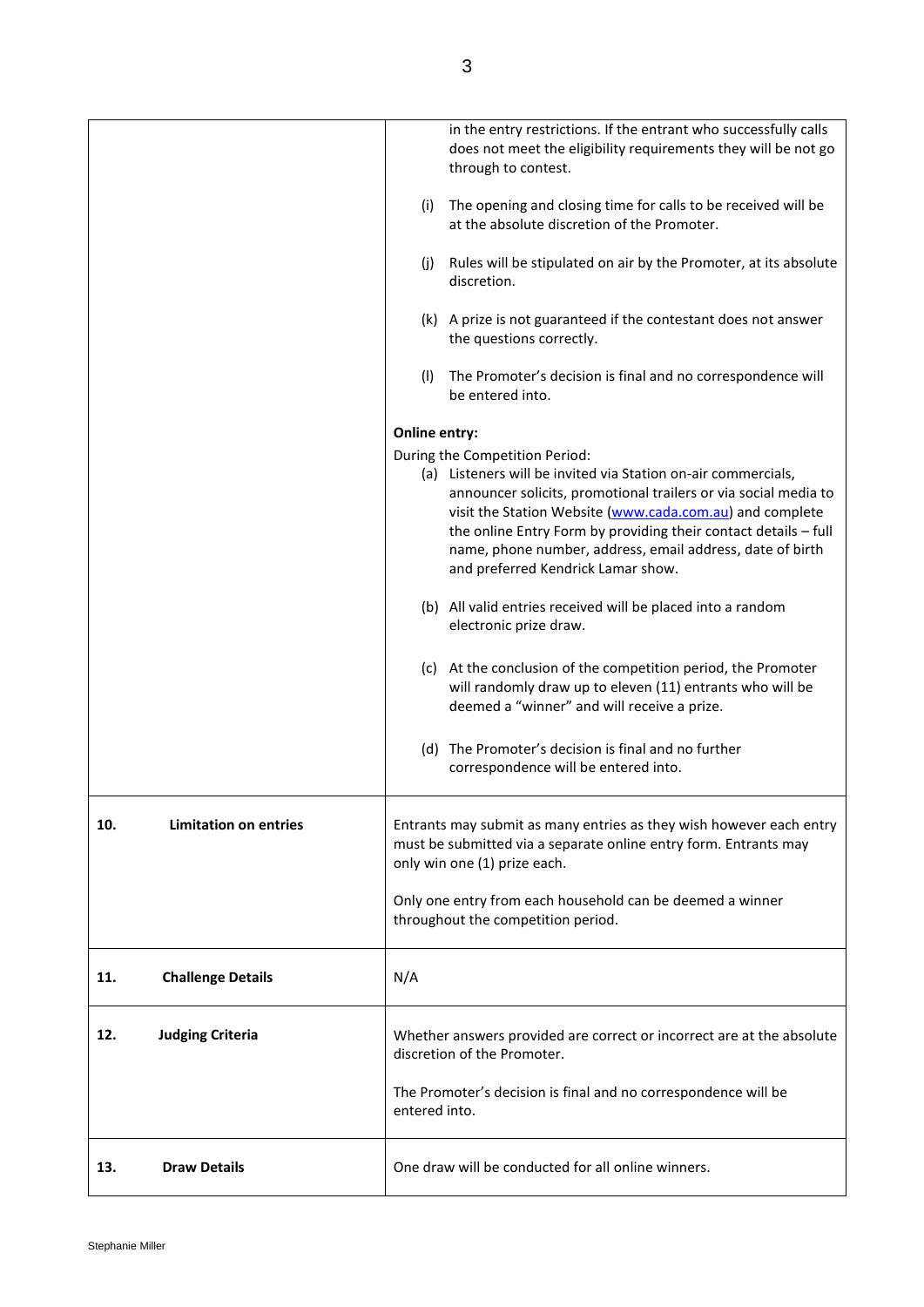| | |
|---|---|
| | in the entry restrictions. If the entrant who successfully calls does not meet the eligibility requirements they will be not go through to contest.<br><br>(i) The opening and closing time for calls to be received will be at the absolute discretion of the Promoter.<br><br>(j) Rules will be stipulated on air by the Promoter, at its absolute discretion.<br><br>(k) A prize is not guaranteed if the contestant does not answer the questions correctly.<br><br>(l) The Promoter's decision is final and no correspondence will be entered into.<br><br>**Online entry:**<br><br>During the Competition Period:<br>(a) Listeners will be invited via Station on-air commercials, announcer solicits, promotional trailers or via social media to visit the Station Website (www.cada.com.au) and complete the online Entry Form by providing their contact details – full name, phone number, address, email address, date of birth and preferred Kendrick Lamar show.<br><br>(b) All valid entries received will be placed into a random electronic prize draw.<br><br>(c) At the conclusion of the competition period, the Promoter will randomly draw up to eleven (11) entrants who will be deemed a "winner" and will receive a prize.<br><br>(d) The Promoter's decision is final and no further correspondence will be entered into. |
| **10. Limitation on entries** | Entrants may submit as many entries as they wish however each entry must be submitted via a separate online entry form. Entrants may only win one (1) prize each.<br><br>Only one entry from each household can be deemed a winner throughout the competition period. |
| **11. Challenge Details** | N/A |
| **12. Judging Criteria** | Whether answers provided are correct or incorrect are at the absolute discretion of the Promoter.<br><br>The Promoter's decision is final and no correspondence will be entered into. |
| **13. Draw Details** | One draw will be conducted for all online winners. |

Stephanie Miller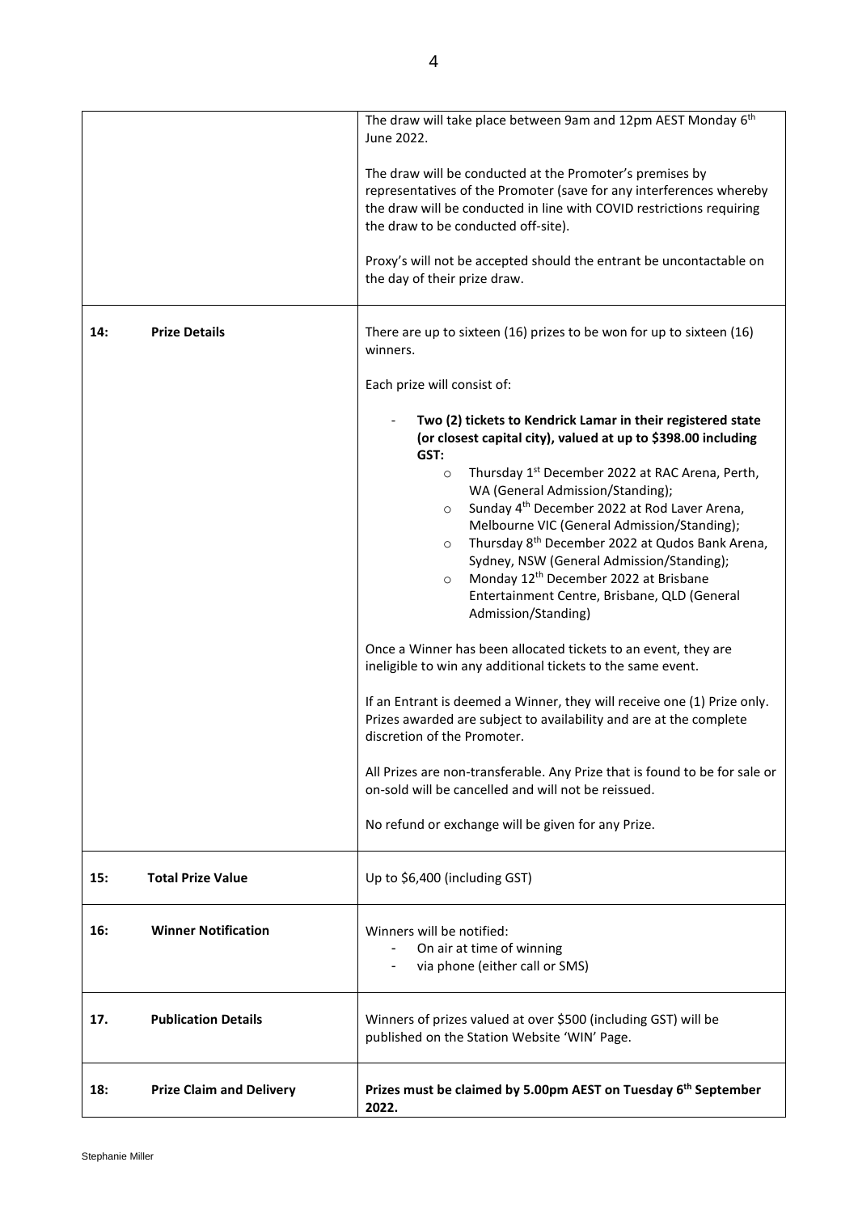| | |
|---|---|
| | The draw will take place between 9am and 12pm AEST Monday 6th June 2022.<br><br>The draw will be conducted at the Promoter's premises by representatives of the Promoter (save for any interferences whereby the draw will be conducted in line with COVID restrictions requiring the draw to be conducted off-site).<br><br>Proxy's will not be accepted should the entrant be uncontactable on the day of their prize draw. |
| **14: Prize Details** | There are up to sixteen (16) prizes to be won for up to sixteen (16) winners.<br><br>Each prize will consist of:<br><br>- **Two (2) tickets to Kendrick Lamar in their registered state (or closest capital city), valued at up to $398.00 including GST:**<br>&nbsp;&nbsp;&nbsp;&nbsp;o Thursday 1st December 2022 at RAC Arena, Perth, WA (General Admission/Standing);<br>&nbsp;&nbsp;&nbsp;&nbsp;o Sunday 4th December 2022 at Rod Laver Arena, Melbourne VIC (General Admission/Standing);<br>&nbsp;&nbsp;&nbsp;&nbsp;o Thursday 8th December 2022 at Qudos Bank Arena, Sydney, NSW (General Admission/Standing);<br>&nbsp;&nbsp;&nbsp;&nbsp;o Monday 12th December 2022 at Brisbane Entertainment Centre, Brisbane, QLD (General Admission/Standing)<br><br>Once a Winner has been allocated tickets to an event, they are ineligible to win any additional tickets to the same event.<br><br>If an Entrant is deemed a Winner, they will receive one (1) Prize only. Prizes awarded are subject to availability and are at the complete discretion of the Promoter.<br><br>All Prizes are non-transferable. Any Prize that is found to be for sale or on-sold will be cancelled and will not be reissued.<br><br>No refund or exchange will be given for any Prize. |
| **15: Total Prize Value** | Up to $6,400 (including GST) |
| **16: Winner Notification** | Winners will be notified:<br>- On air at time of winning<br>- via phone (either call or SMS) |
| **17. Publication Details** | Winners of prizes valued at over $500 (including GST) will be published on the Station Website 'WIN' Page. |
| **18: Prize Claim and Delivery** | **Prizes must be claimed by 5.00pm AEST on Tuesday 6th September 2022.** |

Stephanie Miller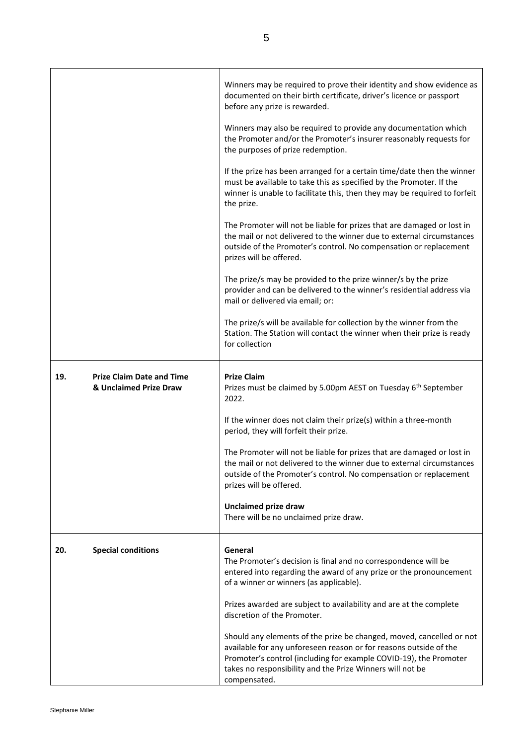| | | |
|---|---|---|
| | | Winners may be required to prove their identity and show evidence as documented on their birth certificate, driver's licence or passport before any prize is rewarded.<br><br>Winners may also be required to provide any documentation which the Promoter and/or the Promoter's insurer reasonably requests for the purposes of prize redemption.<br><br>If the prize has been arranged for a certain time/date then the winner must be available to take this as specified by the Promoter. If the winner is unable to facilitate this, then they may be required to forfeit the prize.<br><br>The Promoter will not be liable for prizes that are damaged or lost in the mail or not delivered to the winner due to external circumstances outside of the Promoter's control. No compensation or replacement prizes will be offered.<br><br>The prize/s may be provided to the prize winner/s by the prize provider and can be delivered to the winner's residential address via mail or delivered via email; or:<br><br>The prize/s will be available for collection by the winner from the Station. The Station will contact the winner when their prize is ready for collection |
| 19. | **Prize Claim Date and Time & Unclaimed Prize Draw** | **Prize Claim**<br>Prizes must be claimed by 5.00pm AEST on Tuesday 6th September 2022.<br><br>If the winner does not claim their prize(s) within a three-month period, they will forfeit their prize.<br><br>The Promoter will not be liable for prizes that are damaged or lost in the mail or not delivered to the winner due to external circumstances outside of the Promoter's control. No compensation or replacement prizes will be offered.<br><br>**Unclaimed prize draw**<br>There will be no unclaimed prize draw. |
| 20. | **Special conditions** | **General**<br>The Promoter's decision is final and no correspondence will be entered into regarding the award of any prize or the pronouncement of a winner or winners (as applicable).<br><br>Prizes awarded are subject to availability and are at the complete discretion of the Promoter.<br><br>Should any elements of the prize be changed, moved, cancelled or not available for any unforeseen reason or for reasons outside of the Promoter's control (including for example COVID-19), the Promoter takes no responsibility and the Prize Winners will not be compensated. |

Stephanie Miller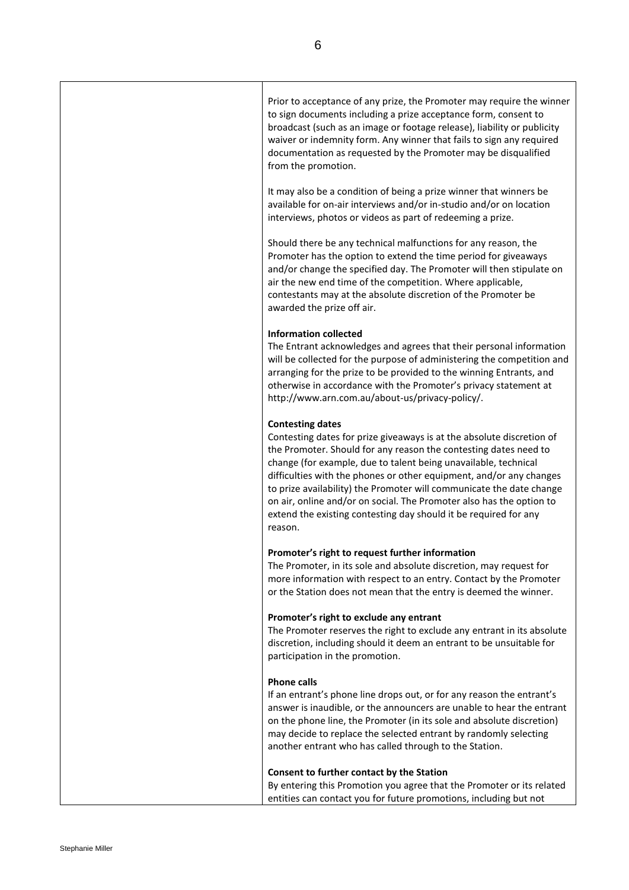| | |
|---|---|
| | Prior to acceptance of any prize, the Promoter may require the winner to sign documents including a prize acceptance form, consent to broadcast (such as an image or footage release), liability or publicity waiver or indemnity form. Any winner that fails to sign any required documentation as requested by the Promoter may be disqualified from the promotion.<br><br>It may also be a condition of being a prize winner that winners be available for on-air interviews and/or in-studio and/or on location interviews, photos or videos as part of redeeming a prize.<br><br>Should there be any technical malfunctions for any reason, the Promoter has the option to extend the time period for giveaways and/or change the specified day. The Promoter will then stipulate on air the new end time of the competition. Where applicable, contestants may at the absolute discretion of the Promoter be awarded the prize off air.<br><br>**Information collected**<br>The Entrant acknowledges and agrees that their personal information will be collected for the purpose of administering the competition and arranging for the prize to be provided to the winning Entrants, and otherwise in accordance with the Promoter's privacy statement at http://www.arn.com.au/about-us/privacy-policy/.<br><br>**Contesting dates**<br>Contesting dates for prize giveaways is at the absolute discretion of the Promoter. Should for any reason the contesting dates need to change (for example, due to talent being unavailable, technical difficulties with the phones or other equipment, and/or any changes to prize availability) the Promoter will communicate the date change on air, online and/or on social. The Promoter also has the option to extend the existing contesting day should it be required for any reason.<br><br>**Promoter's right to request further information**<br>The Promoter, in its sole and absolute discretion, may request for more information with respect to an entry. Contact by the Promoter or the Station does not mean that the entry is deemed the winner.<br><br>**Promoter's right to exclude any entrant**<br>The Promoter reserves the right to exclude any entrant in its absolute discretion, including should it deem an entrant to be unsuitable for participation in the promotion.<br><br>**Phone calls**<br>If an entrant's phone line drops out, or for any reason the entrant's answer is inaudible, or the announcers are unable to hear the entrant on the phone line, the Promoter (in its sole and absolute discretion) may decide to replace the selected entrant by randomly selecting another entrant who has called through to the Station.<br><br>**Consent to further contact by the Station**<br>By entering this Promotion you agree that the Promoter or its related entities can contact you for future promotions, including but not |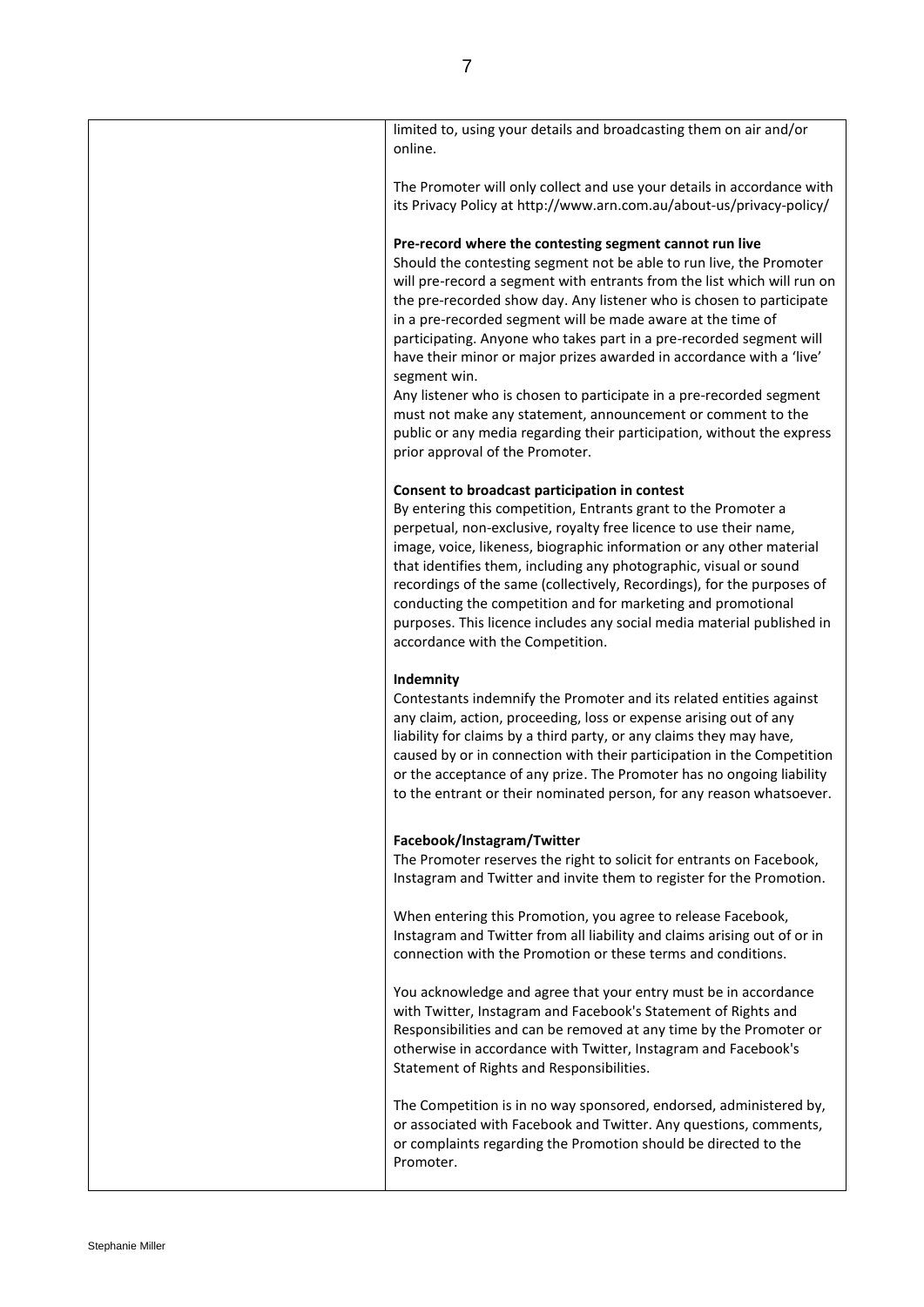limited to, using your details and broadcasting them on air and/or online.

The Promoter will only collect and use your details in accordance with its Privacy Policy at http://www.arn.com.au/about-us/privacy-policy/

**Pre-record where the contesting segment cannot run live**
Should the contesting segment not be able to run live, the Promoter will pre-record a segment with entrants from the list which will run on the pre-recorded show day. Any listener who is chosen to participate in a pre-recorded segment will be made aware at the time of participating. Anyone who takes part in a pre-recorded segment will have their minor or major prizes awarded in accordance with a 'live' segment win.
Any listener who is chosen to participate in a pre-recorded segment must not make any statement, announcement or comment to the public or any media regarding their participation, without the express prior approval of the Promoter.

**Consent to broadcast participation in contest**
By entering this competition, Entrants grant to the Promoter a perpetual, non-exclusive, royalty free licence to use their name, image, voice, likeness, biographic information or any other material that identifies them, including any photographic, visual or sound recordings of the same (collectively, Recordings), for the purposes of conducting the competition and for marketing and promotional purposes. This licence includes any social media material published in accordance with the Competition.

**Indemnity**
Contestants indemnify the Promoter and its related entities against any claim, action, proceeding, loss or expense arising out of any liability for claims by a third party, or any claims they may have, caused by or in connection with their participation in the Competition or the acceptance of any prize. The Promoter has no ongoing liability to the entrant or their nominated person, for any reason whatsoever.

**Facebook/Instagram/Twitter**
The Promoter reserves the right to solicit for entrants on Facebook, Instagram and Twitter and invite them to register for the Promotion.

When entering this Promotion, you agree to release Facebook, Instagram and Twitter from all liability and claims arising out of or in connection with the Promotion or these terms and conditions.

You acknowledge and agree that your entry must be in accordance with Twitter, Instagram and Facebook's Statement of Rights and Responsibilities and can be removed at any time by the Promoter or otherwise in accordance with Twitter, Instagram and Facebook's Statement of Rights and Responsibilities.

The Competition is in no way sponsored, endorsed, administered by, or associated with Facebook and Twitter. Any questions, comments, or complaints regarding the Promotion should be directed to the Promoter.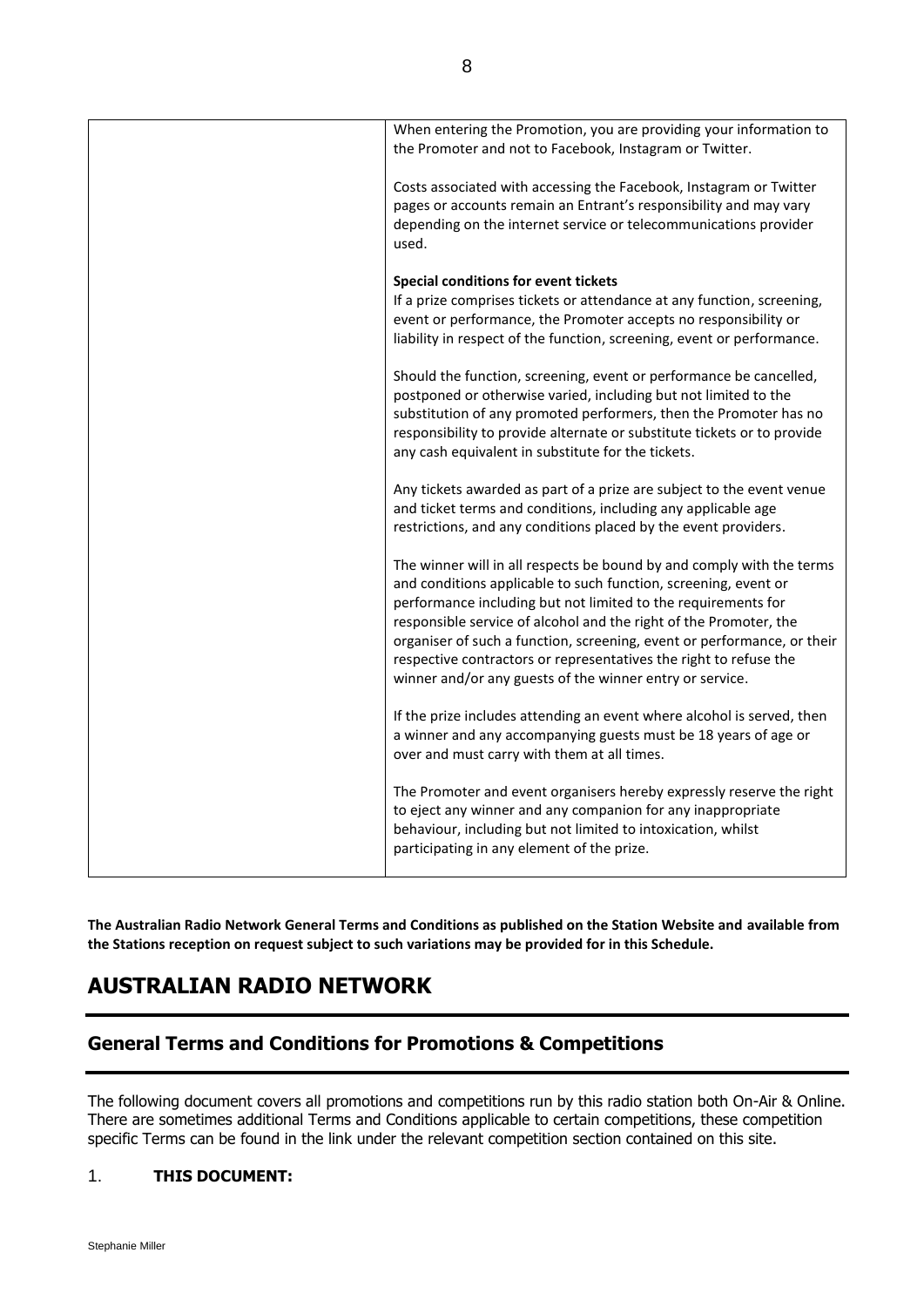| | |
|---|---|
| | When entering the Promotion, you are providing your information to the Promoter and not to Facebook, Instagram or Twitter.<br><br>Costs associated with accessing the Facebook, Instagram or Twitter pages or accounts remain an Entrant's responsibility and may vary depending on the internet service or telecommunications provider used.<br><br>**Special conditions for event tickets**<br>If a prize comprises tickets or attendance at any function, screening, event or performance, the Promoter accepts no responsibility or liability in respect of the function, screening, event or performance.<br><br>Should the function, screening, event or performance be cancelled, postponed or otherwise varied, including but not limited to the substitution of any promoted performers, then the Promoter has no responsibility to provide alternate or substitute tickets or to provide any cash equivalent in substitute for the tickets.<br><br>Any tickets awarded as part of a prize are subject to the event venue and ticket terms and conditions, including any applicable age restrictions, and any conditions placed by the event providers.<br><br>The winner will in all respects be bound by and comply with the terms and conditions applicable to such function, screening, event or performance including but not limited to the requirements for responsible service of alcohol and the right of the Promoter, the organiser of such a function, screening, event or performance, or their respective contractors or representatives the right to refuse the winner and/or any guests of the winner entry or service.<br><br>If the prize includes attending an event where alcohol is served, then a winner and any accompanying guests must be 18 years of age or over and must carry with them at all times.<br><br>The Promoter and event organisers hereby expressly reserve the right to eject any winner and any companion for any inappropriate behaviour, including but not limited to intoxication, whilst participating in any element of the prize. |

**The Australian Radio Network General Terms and Conditions as published on the Station Website and available from the Stations reception on request subject to such variations may be provided for in this Schedule.**

# AUSTRALIAN RADIO NETWORK

## General Terms and Conditions for Promotions & Competitions

The following document covers all promotions and competitions run by this radio station both On-Air & Online. There are sometimes additional Terms and Conditions applicable to certain competitions, these competition specific Terms can be found in the link under the relevant competition section contained on this site.

1. **THIS DOCUMENT:**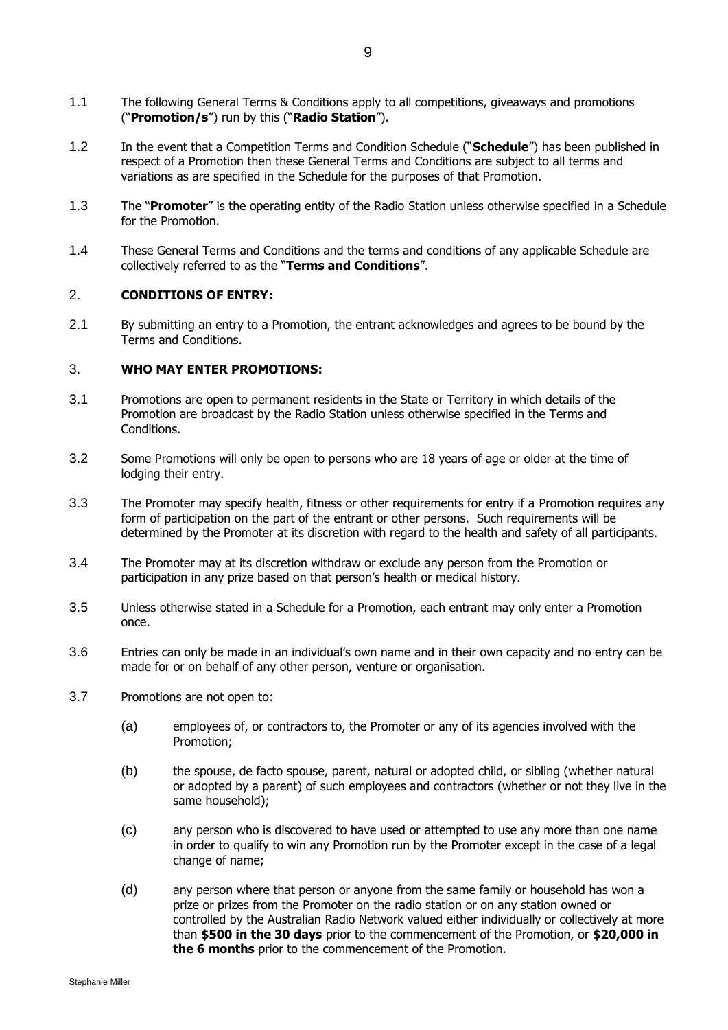1.1 The following General Terms & Conditions apply to all competitions, giveaways and promotions ("**Promotion/s**") run by this ("**Radio Station**").

1.2 In the event that a Competition Terms and Condition Schedule ("**Schedule**") has been published in respect of a Promotion then these General Terms and Conditions are subject to all terms and variations as are specified in the Schedule for the purposes of that Promotion.

1.3 The "**Promoter**" is the operating entity of the Radio Station unless otherwise specified in a Schedule for the Promotion.

1.4 These General Terms and Conditions and the terms and conditions of any applicable Schedule are collectively referred to as the "**Terms and Conditions**".

## 2. CONDITIONS OF ENTRY:

2.1 By submitting an entry to a Promotion, the entrant acknowledges and agrees to be bound by the Terms and Conditions.

## 3. WHO MAY ENTER PROMOTIONS:

3.1 Promotions are open to permanent residents in the State or Territory in which details of the Promotion are broadcast by the Radio Station unless otherwise specified in the Terms and Conditions.

3.2 Some Promotions will only be open to persons who are 18 years of age or older at the time of lodging their entry.

3.3 The Promoter may specify health, fitness or other requirements for entry if a Promotion requires any form of participation on the part of the entrant or other persons. Such requirements will be determined by the Promoter at its discretion with regard to the health and safety of all participants.

3.4 The Promoter may at its discretion withdraw or exclude any person from the Promotion or participation in any prize based on that person's health or medical history.

3.5 Unless otherwise stated in a Schedule for a Promotion, each entrant may only enter a Promotion once.

3.6 Entries can only be made in an individual's own name and in their own capacity and no entry can be made for or on behalf of any other person, venture or organisation.

3.7 Promotions are not open to:

(a) employees of, or contractors to, the Promoter or any of its agencies involved with the Promotion;

(b) the spouse, de facto spouse, parent, natural or adopted child, or sibling (whether natural or adopted by a parent) of such employees and contractors (whether or not they live in the same household);

(c) any person who is discovered to have used or attempted to use any more than one name in order to qualify to win any Promotion run by the Promoter except in the case of a legal change of name;

(d) any person where that person or anyone from the same family or household has won a prize or prizes from the Promoter on the radio station or on any station owned or controlled by the Australian Radio Network valued either individually or collectively at more than **$500 in the 30 days** prior to the commencement of the Promotion, or **$20,000 in the 6 months** prior to the commencement of the Promotion.

Stephanie Miller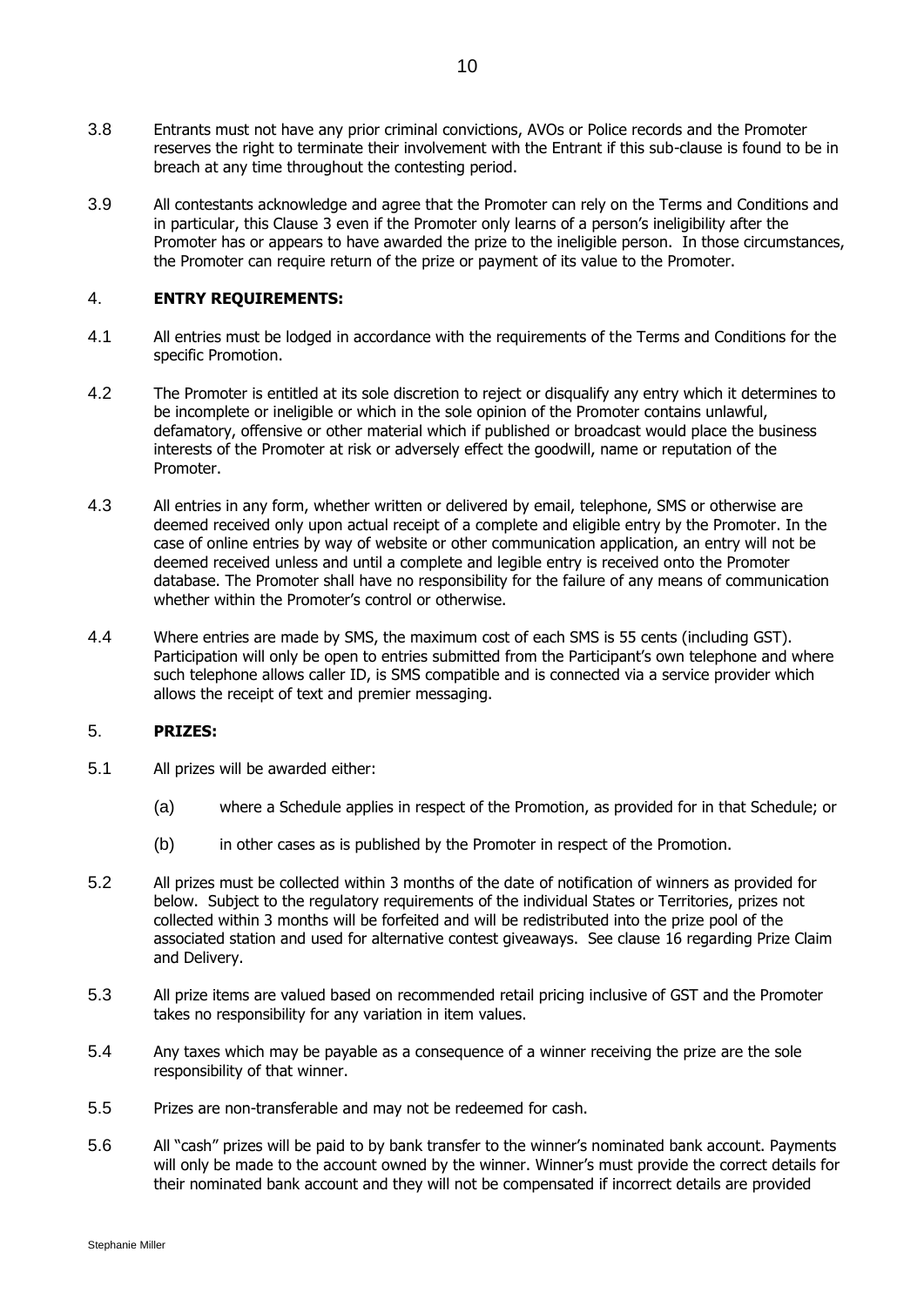3.8 Entrants must not have any prior criminal convictions, AVOs or Police records and the Promoter reserves the right to terminate their involvement with the Entrant if this sub-clause is found to be in breach at any time throughout the contesting period.

3.9 All contestants acknowledge and agree that the Promoter can rely on the Terms and Conditions and in particular, this Clause 3 even if the Promoter only learns of a person's ineligibility after the Promoter has or appears to have awarded the prize to the ineligible person. In those circumstances, the Promoter can require return of the prize or payment of its value to the Promoter.

## 4. ENTRY REQUIREMENTS:

4.1 All entries must be lodged in accordance with the requirements of the Terms and Conditions for the specific Promotion.

4.2 The Promoter is entitled at its sole discretion to reject or disqualify any entry which it determines to be incomplete or ineligible or which in the sole opinion of the Promoter contains unlawful, defamatory, offensive or other material which if published or broadcast would place the business interests of the Promoter at risk or adversely effect the goodwill, name or reputation of the Promoter.

4.3 All entries in any form, whether written or delivered by email, telephone, SMS or otherwise are deemed received only upon actual receipt of a complete and eligible entry by the Promoter. In the case of online entries by way of website or other communication application, an entry will not be deemed received unless and until a complete and legible entry is received onto the Promoter database. The Promoter shall have no responsibility for the failure of any means of communication whether within the Promoter's control or otherwise.

4.4 Where entries are made by SMS, the maximum cost of each SMS is 55 cents (including GST). Participation will only be open to entries submitted from the Participant's own telephone and where such telephone allows caller ID, is SMS compatible and is connected via a service provider which allows the receipt of text and premier messaging.

## 5. PRIZES:

5.1 All prizes will be awarded either:

(a) where a Schedule applies in respect of the Promotion, as provided for in that Schedule; or

(b) in other cases as is published by the Promoter in respect of the Promotion.

5.2 All prizes must be collected within 3 months of the date of notification of winners as provided for below. Subject to the regulatory requirements of the individual States or Territories, prizes not collected within 3 months will be forfeited and will be redistributed into the prize pool of the associated station and used for alternative contest giveaways. See clause 16 regarding Prize Claim and Delivery.

5.3 All prize items are valued based on recommended retail pricing inclusive of GST and the Promoter takes no responsibility for any variation in item values.

5.4 Any taxes which may be payable as a consequence of a winner receiving the prize are the sole responsibility of that winner.

5.5 Prizes are non-transferable and may not be redeemed for cash.

5.6 All "cash" prizes will be paid to by bank transfer to the winner's nominated bank account. Payments will only be made to the account owned by the winner. Winner's must provide the correct details for their nominated bank account and they will not be compensated if incorrect details are provided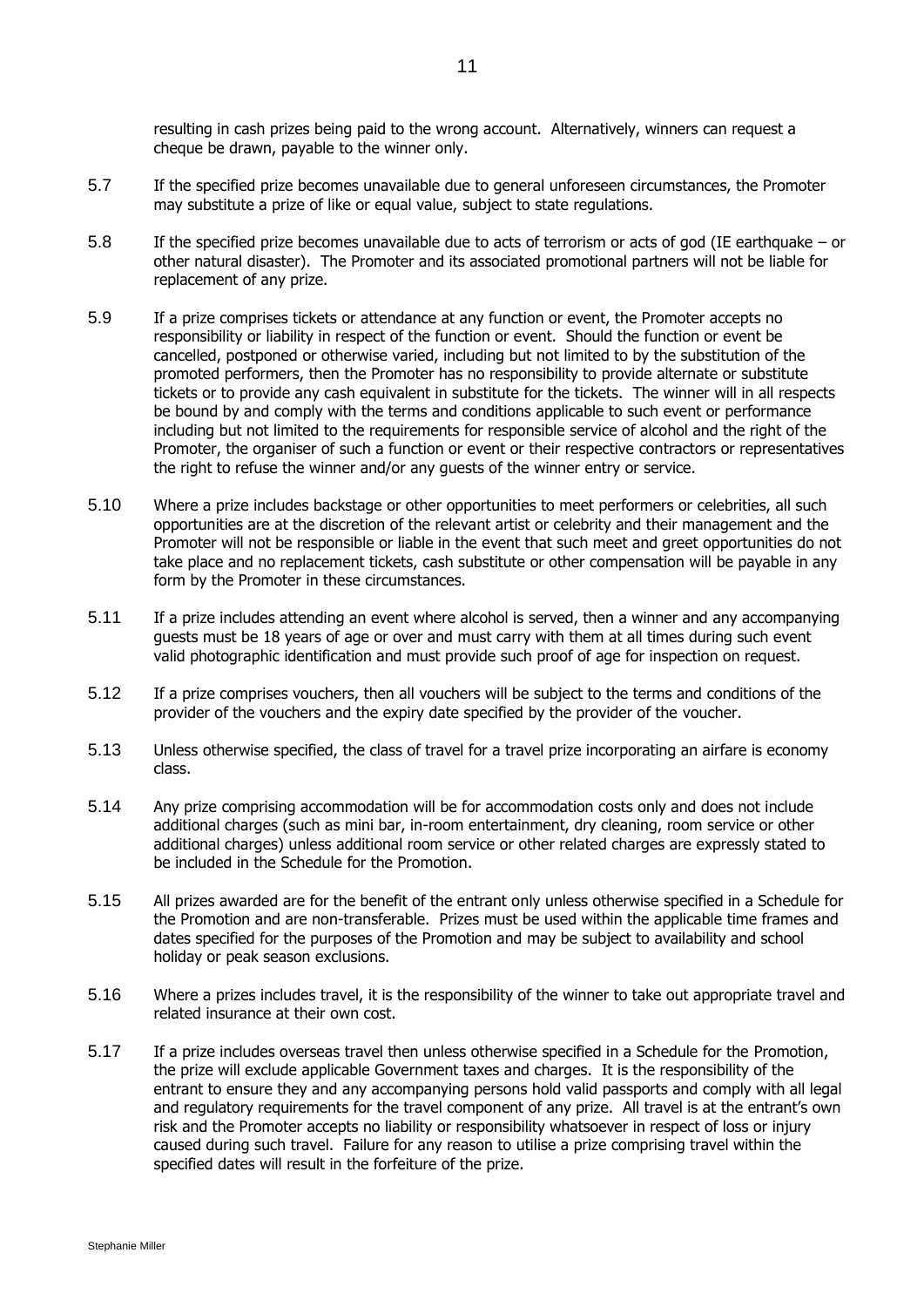resulting in cash prizes being paid to the wrong account. Alternatively, winners can request a cheque be drawn, payable to the winner only.

5.7 If the specified prize becomes unavailable due to general unforeseen circumstances, the Promoter may substitute a prize of like or equal value, subject to state regulations.

5.8 If the specified prize becomes unavailable due to acts of terrorism or acts of god (IE earthquake – or other natural disaster). The Promoter and its associated promotional partners will not be liable for replacement of any prize.

5.9 If a prize comprises tickets or attendance at any function or event, the Promoter accepts no responsibility or liability in respect of the function or event. Should the function or event be cancelled, postponed or otherwise varied, including but not limited to by the substitution of the promoted performers, then the Promoter has no responsibility to provide alternate or substitute tickets or to provide any cash equivalent in substitute for the tickets. The winner will in all respects be bound by and comply with the terms and conditions applicable to such event or performance including but not limited to the requirements for responsible service of alcohol and the right of the Promoter, the organiser of such a function or event or their respective contractors or representatives the right to refuse the winner and/or any guests of the winner entry or service.

5.10 Where a prize includes backstage or other opportunities to meet performers or celebrities, all such opportunities are at the discretion of the relevant artist or celebrity and their management and the Promoter will not be responsible or liable in the event that such meet and greet opportunities do not take place and no replacement tickets, cash substitute or other compensation will be payable in any form by the Promoter in these circumstances.

5.11 If a prize includes attending an event where alcohol is served, then a winner and any accompanying guests must be 18 years of age or over and must carry with them at all times during such event valid photographic identification and must provide such proof of age for inspection on request.

5.12 If a prize comprises vouchers, then all vouchers will be subject to the terms and conditions of the provider of the vouchers and the expiry date specified by the provider of the voucher.

5.13 Unless otherwise specified, the class of travel for a travel prize incorporating an airfare is economy class.

5.14 Any prize comprising accommodation will be for accommodation costs only and does not include additional charges (such as mini bar, in-room entertainment, dry cleaning, room service or other additional charges) unless additional room service or other related charges are expressly stated to be included in the Schedule for the Promotion.

5.15 All prizes awarded are for the benefit of the entrant only unless otherwise specified in a Schedule for the Promotion and are non-transferable. Prizes must be used within the applicable time frames and dates specified for the purposes of the Promotion and may be subject to availability and school holiday or peak season exclusions.

5.16 Where a prizes includes travel, it is the responsibility of the winner to take out appropriate travel and related insurance at their own cost.

5.17 If a prize includes overseas travel then unless otherwise specified in a Schedule for the Promotion, the prize will exclude applicable Government taxes and charges. It is the responsibility of the entrant to ensure they and any accompanying persons hold valid passports and comply with all legal and regulatory requirements for the travel component of any prize. All travel is at the entrant's own risk and the Promoter accepts no liability or responsibility whatsoever in respect of loss or injury caused during such travel. Failure for any reason to utilise a prize comprising travel within the specified dates will result in the forfeiture of the prize.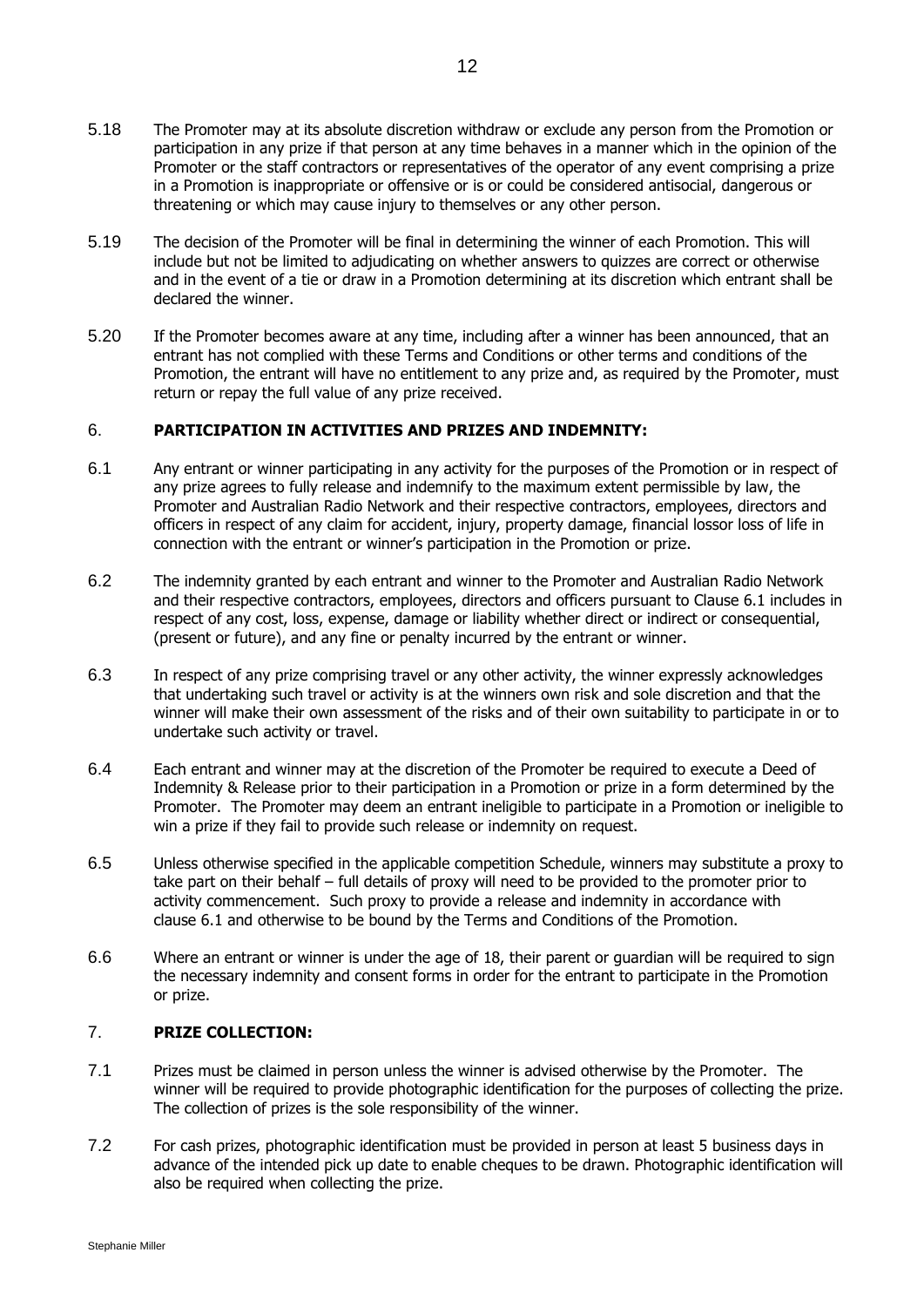5.18 The Promoter may at its absolute discretion withdraw or exclude any person from the Promotion or participation in any prize if that person at any time behaves in a manner which in the opinion of the Promoter or the staff contractors or representatives of the operator of any event comprising a prize in a Promotion is inappropriate or offensive or is or could be considered antisocial, dangerous or threatening or which may cause injury to themselves or any other person.

5.19 The decision of the Promoter will be final in determining the winner of each Promotion. This will include but not be limited to adjudicating on whether answers to quizzes are correct or otherwise and in the event of a tie or draw in a Promotion determining at its discretion which entrant shall be declared the winner.

5.20 If the Promoter becomes aware at any time, including after a winner has been announced, that an entrant has not complied with these Terms and Conditions or other terms and conditions of the Promotion, the entrant will have no entitlement to any prize and, as required by the Promoter, must return or repay the full value of any prize received.

## 6. PARTICIPATION IN ACTIVITIES AND PRIZES AND INDEMNITY:

6.1 Any entrant or winner participating in any activity for the purposes of the Promotion or in respect of any prize agrees to fully release and indemnify to the maximum extent permissible by law, the Promoter and Australian Radio Network and their respective contractors, employees, directors and officers in respect of any claim for accident, injury, property damage, financial lossor loss of life in connection with the entrant or winner's participation in the Promotion or prize.

6.2 The indemnity granted by each entrant and winner to the Promoter and Australian Radio Network and their respective contractors, employees, directors and officers pursuant to Clause 6.1 includes in respect of any cost, loss, expense, damage or liability whether direct or indirect or consequential, (present or future), and any fine or penalty incurred by the entrant or winner.

6.3 In respect of any prize comprising travel or any other activity, the winner expressly acknowledges that undertaking such travel or activity is at the winners own risk and sole discretion and that the winner will make their own assessment of the risks and of their own suitability to participate in or to undertake such activity or travel.

6.4 Each entrant and winner may at the discretion of the Promoter be required to execute a Deed of Indemnity & Release prior to their participation in a Promotion or prize in a form determined by the Promoter. The Promoter may deem an entrant ineligible to participate in a Promotion or ineligible to win a prize if they fail to provide such release or indemnity on request.

6.5 Unless otherwise specified in the applicable competition Schedule, winners may substitute a proxy to take part on their behalf – full details of proxy will need to be provided to the promoter prior to activity commencement. Such proxy to provide a release and indemnity in accordance with clause 6.1 and otherwise to be bound by the Terms and Conditions of the Promotion.

6.6 Where an entrant or winner is under the age of 18, their parent or guardian will be required to sign the necessary indemnity and consent forms in order for the entrant to participate in the Promotion or prize.

## 7. PRIZE COLLECTION:

7.1 Prizes must be claimed in person unless the winner is advised otherwise by the Promoter. The winner will be required to provide photographic identification for the purposes of collecting the prize. The collection of prizes is the sole responsibility of the winner.

7.2 For cash prizes, photographic identification must be provided in person at least 5 business days in advance of the intended pick up date to enable cheques to be drawn. Photographic identification will also be required when collecting the prize.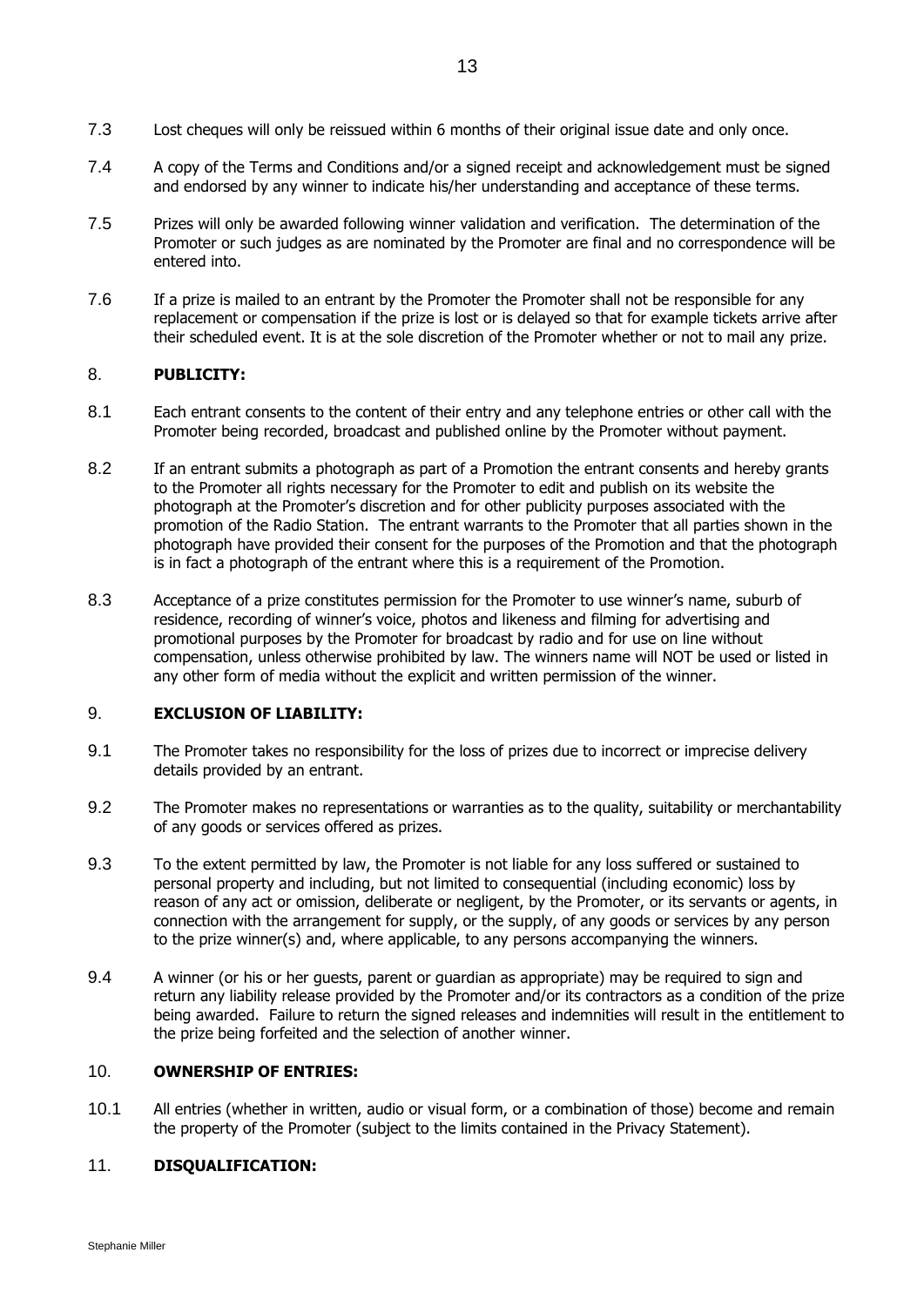7.3 Lost cheques will only be reissued within 6 months of their original issue date and only once.

7.4 A copy of the Terms and Conditions and/or a signed receipt and acknowledgement must be signed and endorsed by any winner to indicate his/her understanding and acceptance of these terms.

7.5 Prizes will only be awarded following winner validation and verification. The determination of the Promoter or such judges as are nominated by the Promoter are final and no correspondence will be entered into.

7.6 If a prize is mailed to an entrant by the Promoter the Promoter shall not be responsible for any replacement or compensation if the prize is lost or is delayed so that for example tickets arrive after their scheduled event. It is at the sole discretion of the Promoter whether or not to mail any prize.

## 8. **PUBLICITY:**

8.1 Each entrant consents to the content of their entry and any telephone entries or other call with the Promoter being recorded, broadcast and published online by the Promoter without payment.

8.2 If an entrant submits a photograph as part of a Promotion the entrant consents and hereby grants to the Promoter all rights necessary for the Promoter to edit and publish on its website the photograph at the Promoter's discretion and for other publicity purposes associated with the promotion of the Radio Station. The entrant warrants to the Promoter that all parties shown in the photograph have provided their consent for the purposes of the Promotion and that the photograph is in fact a photograph of the entrant where this is a requirement of the Promotion.

8.3 Acceptance of a prize constitutes permission for the Promoter to use winner's name, suburb of residence, recording of winner's voice, photos and likeness and filming for advertising and promotional purposes by the Promoter for broadcast by radio and for use on line without compensation, unless otherwise prohibited by law. The winners name will NOT be used or listed in any other form of media without the explicit and written permission of the winner.

## 9. **EXCLUSION OF LIABILITY:**

9.1 The Promoter takes no responsibility for the loss of prizes due to incorrect or imprecise delivery details provided by an entrant.

9.2 The Promoter makes no representations or warranties as to the quality, suitability or merchantability of any goods or services offered as prizes.

9.3 To the extent permitted by law, the Promoter is not liable for any loss suffered or sustained to personal property and including, but not limited to consequential (including economic) loss by reason of any act or omission, deliberate or negligent, by the Promoter, or its servants or agents, in connection with the arrangement for supply, or the supply, of any goods or services by any person to the prize winner(s) and, where applicable, to any persons accompanying the winners.

9.4 A winner (or his or her guests, parent or guardian as appropriate) may be required to sign and return any liability release provided by the Promoter and/or its contractors as a condition of the prize being awarded. Failure to return the signed releases and indemnities will result in the entitlement to the prize being forfeited and the selection of another winner.

## 10. **OWNERSHIP OF ENTRIES:**

10.1 All entries (whether in written, audio or visual form, or a combination of those) become and remain the property of the Promoter (subject to the limits contained in the Privacy Statement).

## 11. **DISQUALIFICATION:**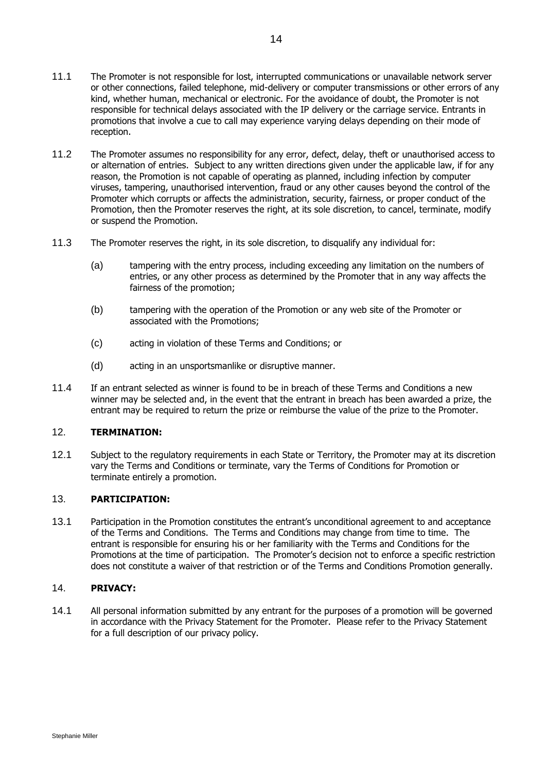11.1 The Promoter is not responsible for lost, interrupted communications or unavailable network server or other connections, failed telephone, mid-delivery or computer transmissions or other errors of any kind, whether human, mechanical or electronic. For the avoidance of doubt, the Promoter is not responsible for technical delays associated with the IP delivery or the carriage service. Entrants in promotions that involve a cue to call may experience varying delays depending on their mode of reception.

11.2 The Promoter assumes no responsibility for any error, defect, delay, theft or unauthorised access to or alternation of entries. Subject to any written directions given under the applicable law, if for any reason, the Promotion is not capable of operating as planned, including infection by computer viruses, tampering, unauthorised intervention, fraud or any other causes beyond the control of the Promoter which corrupts or affects the administration, security, fairness, or proper conduct of the Promotion, then the Promoter reserves the right, at its sole discretion, to cancel, terminate, modify or suspend the Promotion.

11.3 The Promoter reserves the right, in its sole discretion, to disqualify any individual for:

(a) tampering with the entry process, including exceeding any limitation on the numbers of entries, or any other process as determined by the Promoter that in any way affects the fairness of the promotion;

(b) tampering with the operation of the Promotion or any web site of the Promoter or associated with the Promotions;

(c) acting in violation of these Terms and Conditions; or

(d) acting in an unsportsmanlike or disruptive manner.

11.4 If an entrant selected as winner is found to be in breach of these Terms and Conditions a new winner may be selected and, in the event that the entrant in breach has been awarded a prize, the entrant may be required to return the prize or reimburse the value of the prize to the Promoter.

## 12. TERMINATION:

12.1 Subject to the regulatory requirements in each State or Territory, the Promoter may at its discretion vary the Terms and Conditions or terminate, vary the Terms of Conditions for Promotion or terminate entirely a promotion.

## 13. PARTICIPATION:

13.1 Participation in the Promotion constitutes the entrant's unconditional agreement to and acceptance of the Terms and Conditions. The Terms and Conditions may change from time to time. The entrant is responsible for ensuring his or her familiarity with the Terms and Conditions for the Promotions at the time of participation. The Promoter's decision not to enforce a specific restriction does not constitute a waiver of that restriction or of the Terms and Conditions Promotion generally.

## 14. PRIVACY:

14.1 All personal information submitted by any entrant for the purposes of a promotion will be governed in accordance with the Privacy Statement for the Promoter. Please refer to the Privacy Statement for a full description of our privacy policy.